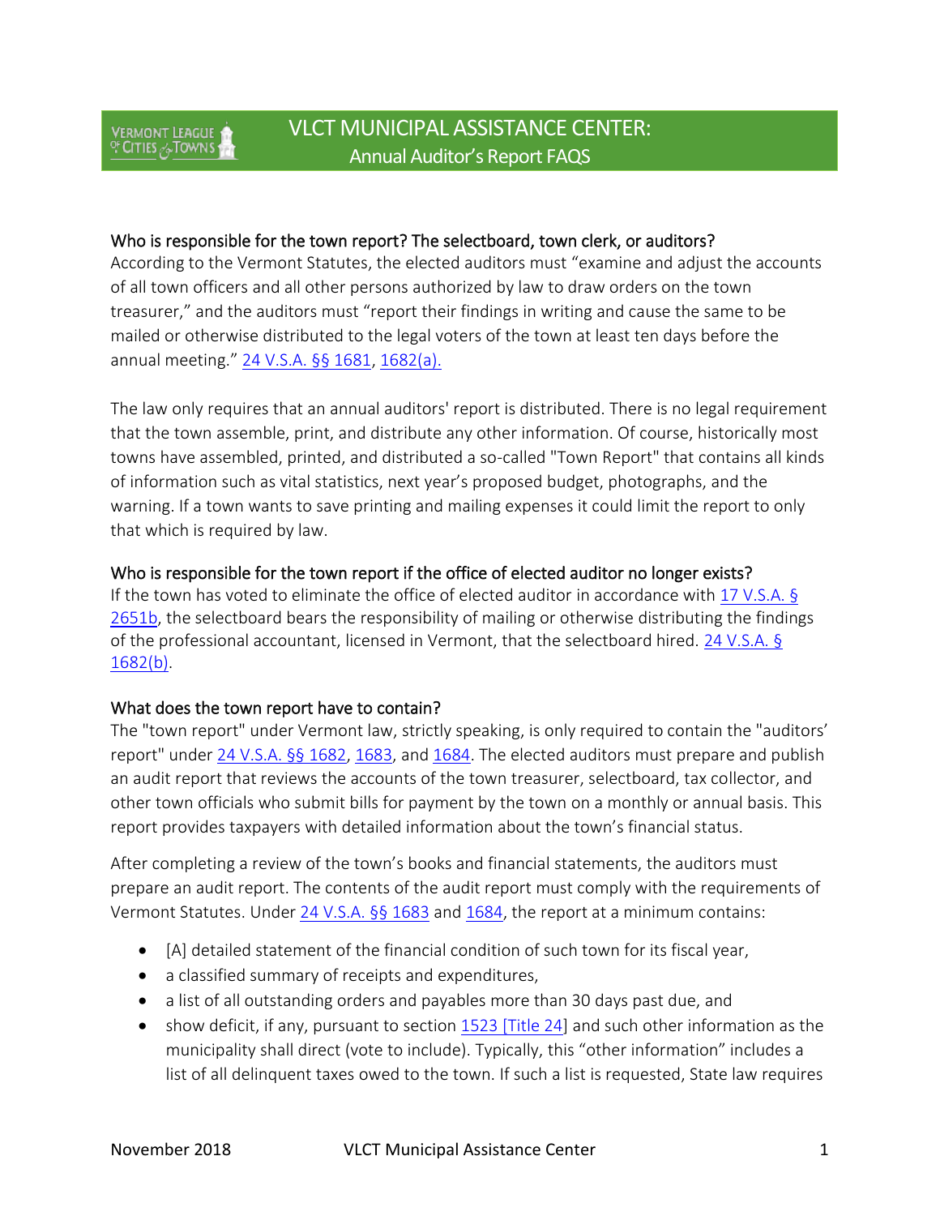# VLCT MUNICIPAL ASSISTANCE CENTER: Annual Auditor's Report FAQS

## Who is responsible for the town report? The selectboard, town clerk, or auditors?

According to the Vermont Statutes, the elected auditors must "examine and adjust the accounts of all town officers and all other persons authorized by law to draw orders on the town treasurer," and the auditors must "report their findings in writing and cause the same to be mailed or otherwise distributed to the legal voters of the town at least ten days before the annual meeting." 24 V.S.A. §§ 1681, 1682(a).

The law only requires that an annual auditors' report is distributed. There is no legal requirement that the town assemble, print, and distribute any other information. Of course, historically most towns have assembled, printed, and distributed a so-called "Town Report" that contains all kinds of information such as vital statistics, next year's proposed budget, photographs, and the warning. If a town wants to save printing and mailing expenses it could limit the report to only that which is required by law.

## Who is responsible for the town report if the office of elected auditor no longer exists?

If the town has voted to eliminate the office of elected auditor in accordance with 17 V.S.A. § 2651b, the selectboard bears the responsibility of mailing or otherwise distributing the findings of the professional accountant, licensed in Vermont, that the selectboard hired. 24 V.S.A. § 1682(b).

## What does the town report have to contain?

The "town report" under Vermont law, strictly speaking, is only required to contain the "auditors' report" under 24 V.S.A. §§ 1682, 1683, and 1684. The elected auditors must prepare and publish an audit report that reviews the accounts of the town treasurer, selectboard, tax collector, and other town officials who submit bills for payment by the town on a monthly or annual basis. This report provides taxpayers with detailed information about the town's financial status.

After completing a review of the town's books and financial statements, the auditors must prepare an audit report. The contents of the audit report must comply with the requirements of Vermont Statutes. Under 24 V.S.A. §§ 1683 and 1684, the report at a minimum contains:

- [A] detailed statement of the financial condition of such town for its fiscal year,
- a classified summary of receipts and expenditures,
- a list of all outstanding orders and payables more than 30 days past due, and
- show deficit, if any, pursuant to section 1523 [Title 24] and such other information as the municipality shall direct (vote to include). Typically, this "other information" includes a list of all delinquent taxes owed to the town. If such a list is requested, State law requires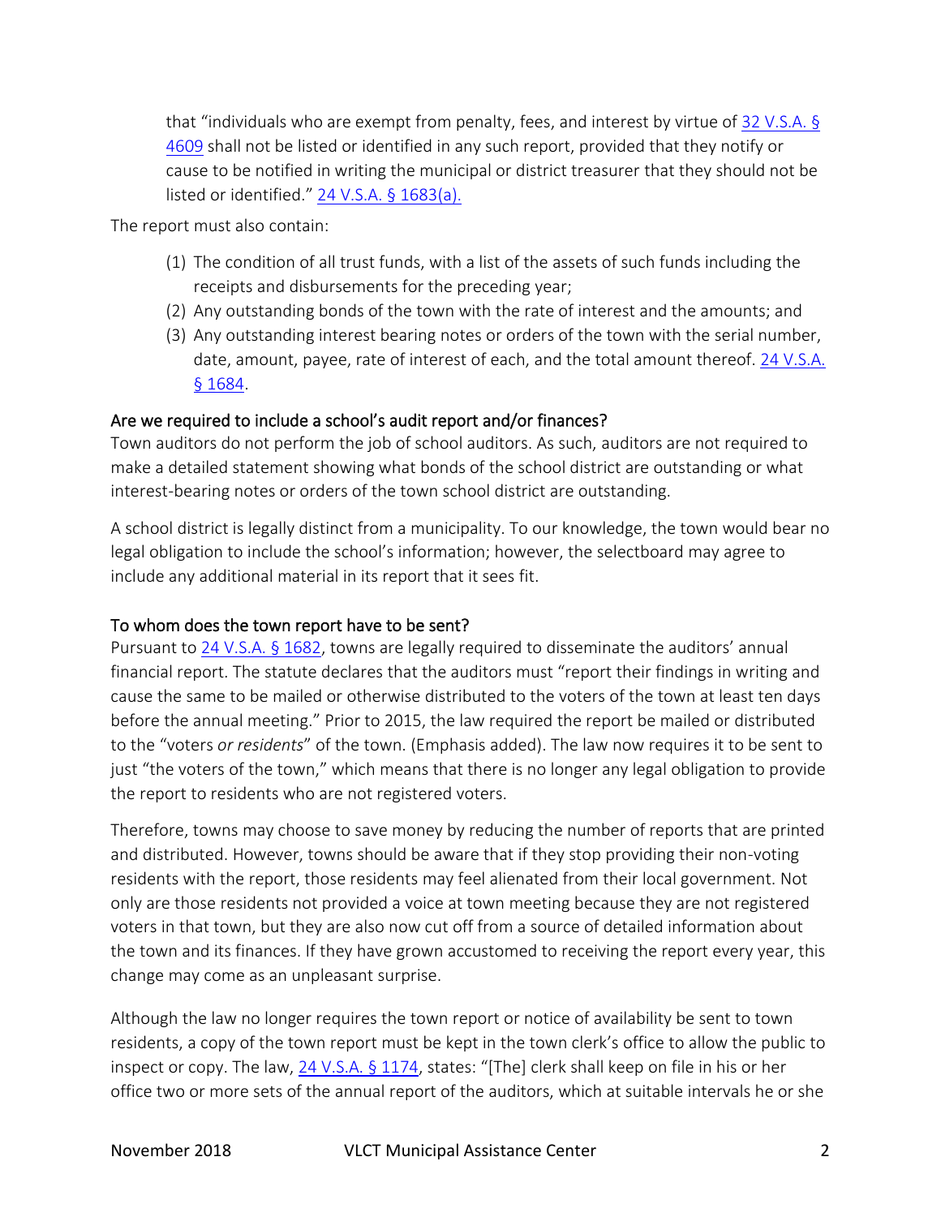that "individuals who are exempt from penalty, fees, and interest by virtue of 32 V.S.A. § 4609 shall not be listed or identified in any such report, provided that they notify or cause to be notified in writing the municipal or district treasurer that they should not be listed or identified." 24 V.S.A. § 1683(a).

The report must also contain:

(1) The condition of all trust funds, with a list of the assets of such funds including the receipts and disbursements for the preceding year;
(2) Any outstanding bonds of the town with the rate of interest and the amounts; and
(3) Any outstanding interest bearing notes or orders of the town with the serial number, date, amount, payee, rate of interest of each, and the total amount thereof. 24 V.S.A. § 1684.

### Are we required to include a school's audit report and/or finances?

Town auditors do not perform the job of school auditors. As such, auditors are not required to make a detailed statement showing what bonds of the school district are outstanding or what interest-bearing notes or orders of the town school district are outstanding.

A school district is legally distinct from a municipality. To our knowledge, the town would bear no legal obligation to include the school's information; however, the selectboard may agree to include any additional material in its report that it sees fit.

### To whom does the town report have to be sent?

Pursuant to 24 V.S.A. § 1682, towns are legally required to disseminate the auditors' annual financial report. The statute declares that the auditors must "report their findings in writing and cause the same to be mailed or otherwise distributed to the voters of the town at least ten days before the annual meeting." Prior to 2015, the law required the report be mailed or distributed to the "voters *or residents*" of the town. (Emphasis added). The law now requires it to be sent to just "the voters of the town," which means that there is no longer any legal obligation to provide the report to residents who are not registered voters.

Therefore, towns may choose to save money by reducing the number of reports that are printed and distributed. However, towns should be aware that if they stop providing their non-voting residents with the report, those residents may feel alienated from their local government. Not only are those residents not provided a voice at town meeting because they are not registered voters in that town, but they are also now cut off from a source of detailed information about the town and its finances. If they have grown accustomed to receiving the report every year, this change may come as an unpleasant surprise.

Although the law no longer requires the town report or notice of availability be sent to town residents, a copy of the town report must be kept in the town clerk's office to allow the public to inspect or copy. The law, 24 V.S.A. § 1174, states: "[The] clerk shall keep on file in his or her office two or more sets of the annual report of the auditors, which at suitable intervals he or she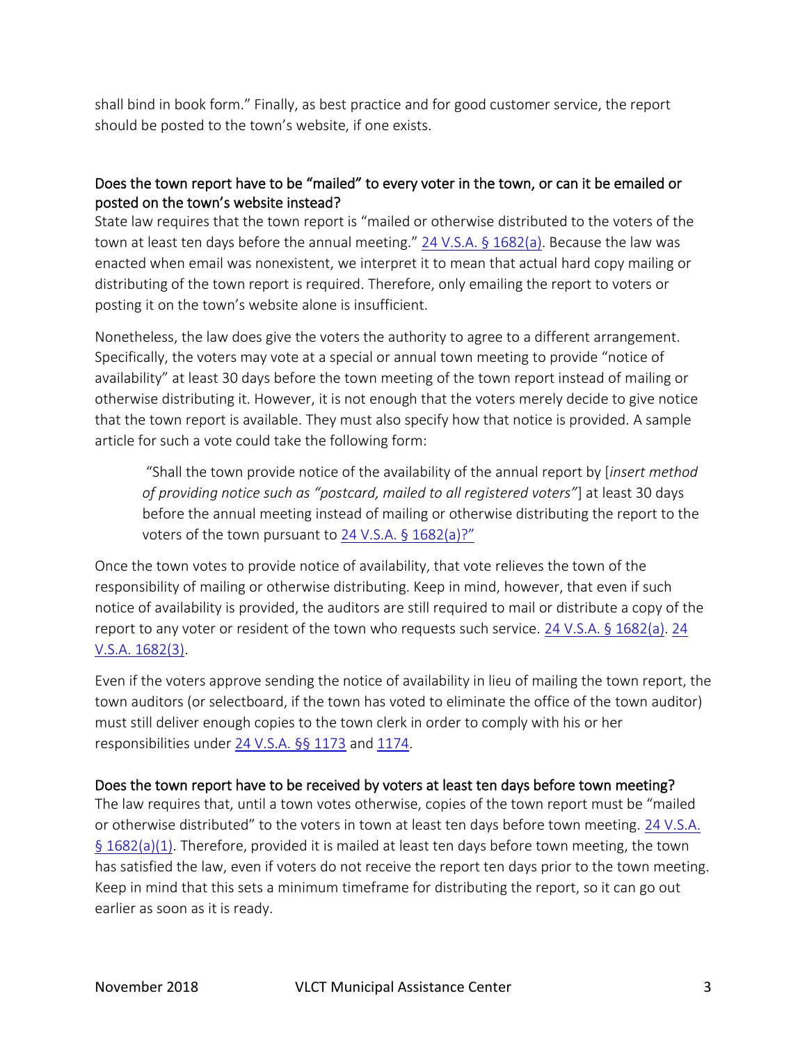shall bind in book form." Finally, as best practice and for good customer service, the report should be posted to the town's website, if one exists.

### Does the town report have to be "mailed" to every voter in the town, or can it be emailed or posted on the town's website instead?

State law requires that the town report is "mailed or otherwise distributed to the voters of the town at least ten days before the annual meeting." 24 V.S.A. § 1682(a). Because the law was enacted when email was nonexistent, we interpret it to mean that actual hard copy mailing or distributing of the town report is required. Therefore, only emailing the report to voters or posting it on the town's website alone is insufficient.

Nonetheless, the law does give the voters the authority to agree to a different arrangement. Specifically, the voters may vote at a special or annual town meeting to provide "notice of availability" at least 30 days before the town meeting of the town report instead of mailing or otherwise distributing it. However, it is not enough that the voters merely decide to give notice that the town report is available. They must also specify how that notice is provided. A sample article for such a vote could take the following form:

> "Shall the town provide notice of the availability of the annual report by [*insert method of providing notice such as "postcard, mailed to all registered voters"*] at least 30 days before the annual meeting instead of mailing or otherwise distributing the report to the voters of the town pursuant to 24 V.S.A. § 1682(a)?"

Once the town votes to provide notice of availability, that vote relieves the town of the responsibility of mailing or otherwise distributing. Keep in mind, however, that even if such notice of availability is provided, the auditors are still required to mail or distribute a copy of the report to any voter or resident of the town who requests such service. 24 V.S.A. § 1682(a). 24 V.S.A. 1682(3).

Even if the voters approve sending the notice of availability in lieu of mailing the town report, the town auditors (or selectboard, if the town has voted to eliminate the office of the town auditor) must still deliver enough copies to the town clerk in order to comply with his or her responsibilities under 24 V.S.A. §§ 1173 and 1174.

### Does the town report have to be received by voters at least ten days before town meeting?

The law requires that, until a town votes otherwise, copies of the town report must be "mailed or otherwise distributed" to the voters in town at least ten days before town meeting. 24 V.S.A. § 1682(a)(1). Therefore, provided it is mailed at least ten days before town meeting, the town has satisfied the law, even if voters do not receive the report ten days prior to the town meeting. Keep in mind that this sets a minimum timeframe for distributing the report, so it can go out earlier as soon as it is ready.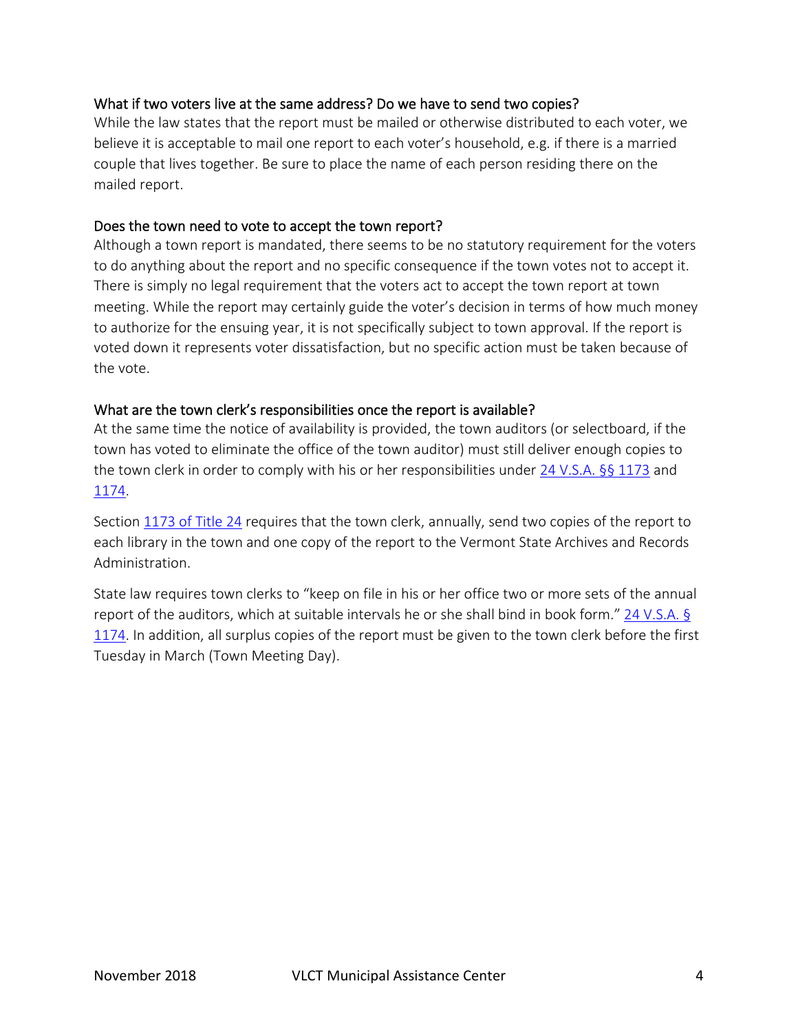### What if two voters live at the same address? Do we have to send two copies?

While the law states that the report must be mailed or otherwise distributed to each voter, we believe it is acceptable to mail one report to each voter's household, e.g. if there is a married couple that lives together. Be sure to place the name of each person residing there on the mailed report.

### Does the town need to vote to accept the town report?

Although a town report is mandated, there seems to be no statutory requirement for the voters to do anything about the report and no specific consequence if the town votes not to accept it. There is simply no legal requirement that the voters act to accept the town report at town meeting. While the report may certainly guide the voter's decision in terms of how much money to authorize for the ensuing year, it is not specifically subject to town approval. If the report is voted down it represents voter dissatisfaction, but no specific action must be taken because of the vote.

### What are the town clerk's responsibilities once the report is available?

At the same time the notice of availability is provided, the town auditors (or selectboard, if the town has voted to eliminate the office of the town auditor) must still deliver enough copies to the town clerk in order to comply with his or her responsibilities under 24 V.S.A. §§ 1173 and 1174.

Section 1173 of Title 24 requires that the town clerk, annually, send two copies of the report to each library in the town and one copy of the report to the Vermont State Archives and Records Administration.

State law requires town clerks to "keep on file in his or her office two or more sets of the annual report of the auditors, which at suitable intervals he or she shall bind in book form." 24 V.S.A. § 1174. In addition, all surplus copies of the report must be given to the town clerk before the first Tuesday in March (Town Meeting Day).